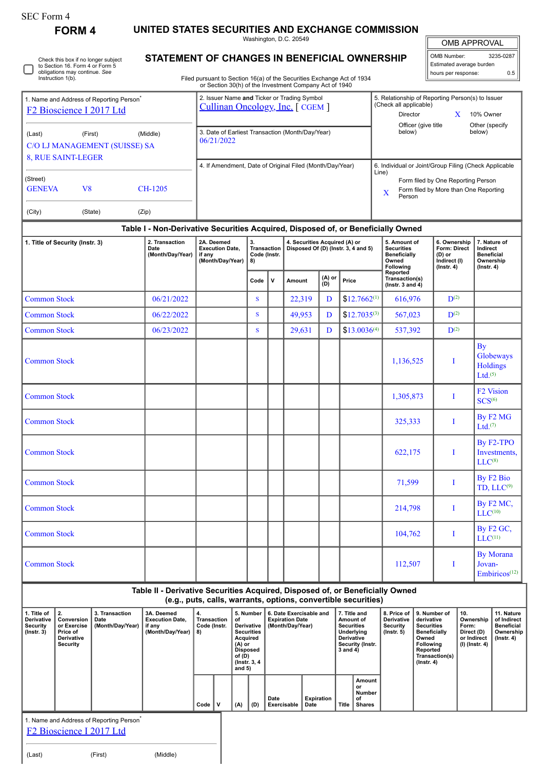SEC Form 4

**FORM 4**

# UNITED STATES SECURITIES AND EXCHANGE COMMISSION

Washington, D.C. 20549

## STATEMENT OF CHANGES IN BENEFICIAL OWNERSHIP

Filed pursuant to Section 16(a) of the Securities Exchange Act of 1934 or Section 30(h) of the Investment Company Act of 1940

| OMB APPROVAL | |
|---|---|
| OMB Number: | 3235-0287 |
| Estimated average burden | |
| hours per response: | 0.5 |

☐ Check this box if no longer subject to Section 16. Form 4 or Form 5 obligations may continue. *See* Instruction 1(b).

1. Name and Address of Reporting Person*
F2 Bioscience I 2017 Ltd

(Last) (First) (Middle)
C/O LJ MANAGEMENT (SUISSE) SA
8, RUE SAINT-LEGER

(Street)
GENEVA V8 CH-1205

(City) (State) (Zip)

2. Issuer Name **and** Ticker or Trading Symbol
Cullinan Oncology, Inc. [ CGEM ]

3. Date of Earliest Transaction (Month/Day/Year)
06/21/2022

4. If Amendment, Date of Original Filed (Month/Day/Year)

5. Relationship of Reporting Person(s) to Issuer (Check all applicable)
Director
X 10% Owner
Officer (give title below)
Other (specify below)

6. Individual or Joint/Group Filing (Check Applicable Line)
Form filed by One Reporting Person
X Form filed by More than One Reporting Person

### Table I - Non-Derivative Securities Acquired, Disposed of, or Beneficially Owned

| 1. Title of Security (Instr. 3) | 2. Transaction Date (Month/Day/Year) | 2A. Deemed Execution Date, if any (Month/Day/Year) | 3. Transaction Code (Instr. 8) | | 4. Securities Acquired (A) or Disposed Of (D) (Instr. 3, 4 and 5) | | | 5. Amount of Securities Beneficially Owned Following Reported Transaction(s) (Instr. 3 and 4) | 6. Ownership Form: Direct (D) or Indirect (I) (Instr. 4) | 7. Nature of Indirect Beneficial Ownership (Instr. 4) |
|---|---|---|---|---|---|---|---|---|---|---|
| | | | Code | V | Amount | (A) or (D) | Price | | | |
| Common Stock | 06/21/2022 | | S | | 22,319 | D | $12.7662[1] | 616,976 | D[2] | |
| Common Stock | 06/22/2022 | | S | | 49,953 | D | $12.7035[3] | 567,023 | D[2] | |
| Common Stock | 06/23/2022 | | S | | 29,631 | D | $13.0036[4] | 537,392 | D[2] | |
| Common Stock | | | | | | | | 1,136,525 | I | By Globeways Holdings Ltd.[5] |
| Common Stock | | | | | | | | 1,305,873 | I | F2 Vision SCS[6] |
| Common Stock | | | | | | | | 325,333 | I | By F2 MG Ltd.[7] |
| Common Stock | | | | | | | | 622,175 | I | By F2-TPO Investments, LLC[8] |
| Common Stock | | | | | | | | 71,599 | I | By F2 Bio TD, LLC[9] |
| Common Stock | | | | | | | | 214,798 | I | By F2 MC, LLC[10] |
| Common Stock | | | | | | | | 104,762 | I | By F2 GC, LLC[11] |
| Common Stock | | | | | | | | 112,507 | I | By Morana Jovan-Embiricos[12] |

### Table II - Derivative Securities Acquired, Disposed of, or Beneficially Owned (e.g., puts, calls, warrants, options, convertible securities)

| 1. Title of Derivative Security (Instr. 3) | 2. Conversion or Exercise Price of Derivative Security | 3. Transaction Date (Month/Day/Year) | 3A. Deemed Execution Date, if any (Month/Day/Year) | 4. Transaction Code (Instr. 8) | | 5. Number of Derivative Securities Acquired (A) or Disposed of (D) (Instr. 3, 4 and 5) | | 6. Date Exercisable and Expiration Date (Month/Day/Year) | | 7. Title and Amount of Securities Underlying Derivative Security (Instr. 3 and 4) | | 8. Price of Derivative Security (Instr. 5) | 9. Number of derivative Securities Beneficially Owned Following Reported Transaction(s) (Instr. 4) | 10. Ownership Form: Direct (D) or Indirect (I) (Instr. 4) | 11. Nature of Indirect Beneficial Ownership (Instr. 4) |
|---|---|---|---|---|---|---|---|---|---|---|---|---|---|---|---|
| | | | | Code | V | (A) | (D) | Date Exercisable | Expiration Date | Title | Amount or Number of Shares | | | | |

1. Name and Address of Reporting Person*
F2 Bioscience I 2017 Ltd

(Last) (First) (Middle)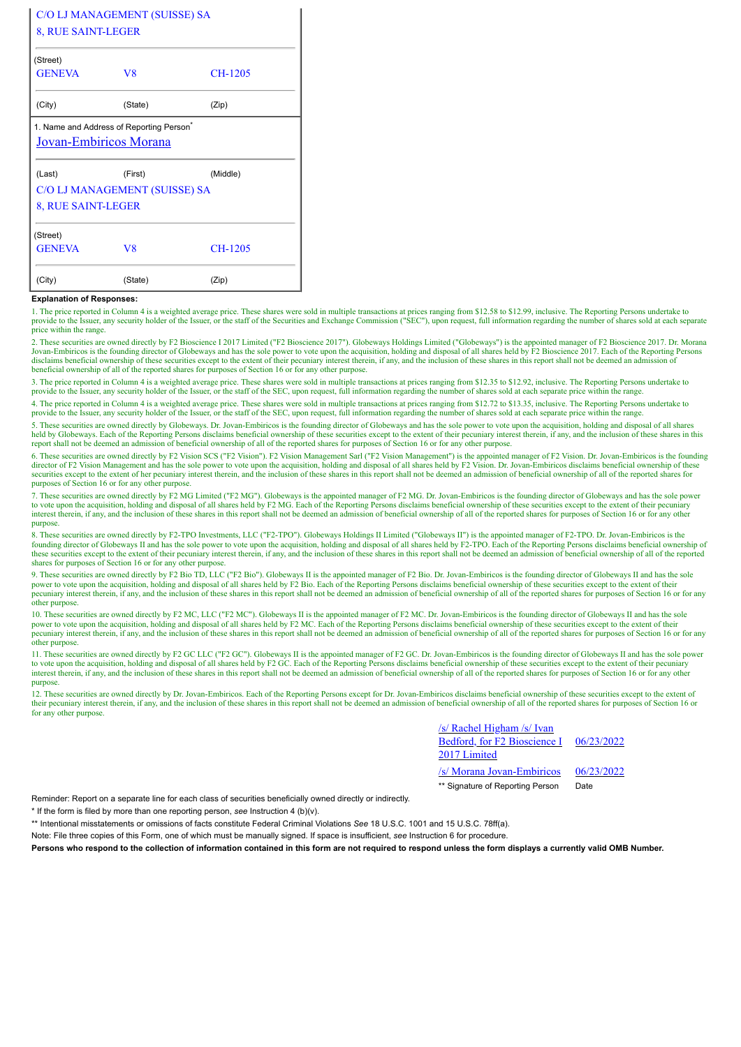| | | |
|---|---|---|
| C/O LJ MANAGEMENT (SUISSE) SA | | |
| 8, RUE SAINT-LEGER | | |
| (Street) | | |
| GENEVA | V8 | CH-1205 |
| (City) | (State) | (Zip) |

| | | |
|---|---|---|
| 1. Name and Address of Reporting Person* | | |
| Jovan-Embiricos Morana | | |
| (Last) | (First) | (Middle) |
| C/O LJ MANAGEMENT (SUISSE) SA | | |
| 8, RUE SAINT-LEGER | | |
| (Street) | | |
| GENEVA | V8 | CH-1205 |
| (City) | (State) | (Zip) |

**Explanation of Responses:**

1. The price reported in Column 4 is a weighted average price. These shares were sold in multiple transactions at prices ranging from $12.58 to $12.99, inclusive. The Reporting Persons undertake to provide to the Issuer, any security holder of the Issuer, or the staff of the Securities and Exchange Commission ("SEC"), upon request, full information regarding the number of shares sold at each separate price within the range.

2. These securities are owned directly by F2 Bioscience I 2017 Limited ("F2 Bioscience 2017"). Globeways Holdings Limited ("Globeways") is the appointed manager of F2 Bioscience 2017. Dr. Morana Jovan-Embiricos is the founding director of Globeways and has the sole power to vote upon the acquisition, holding and disposal of all shares held by F2 Bioscience 2017. Each of the Reporting Persons disclaims beneficial ownership of these securities except to the extent of their pecuniary interest therein, if any, and the inclusion of these shares in this report shall not be deemed an admission of beneficial ownership of all of the reported shares for purposes of Section 16 or for any other purpose.

3. The price reported in Column 4 is a weighted average price. These shares were sold in multiple transactions at prices ranging from $12.35 to $12.92, inclusive. The Reporting Persons undertake to provide to the Issuer, any security holder of the Issuer, or the staff of the SEC, upon request, full information regarding the number of shares sold at each separate price within the range.

4. The price reported in Column 4 is a weighted average price. These shares were sold in multiple transactions at prices ranging from $12.72 to $13.35, inclusive. The Reporting Persons undertake to provide to the Issuer, any security holder of the Issuer, or the staff of the SEC, upon request, full information regarding the number of shares sold at each separate price within the range.

5. These securities are owned directly by Globeways. Dr. Jovan-Embiricos is the founding director of Globeways and has the sole power to vote upon the acquisition, holding and disposal of all shares held by Globeways. Each of the Reporting Persons disclaims beneficial ownership of these securities except to the extent of their pecuniary interest therein, if any, and the inclusion of these shares in this report shall not be deemed an admission of beneficial ownership of all of the reported shares for purposes of Section 16 or for any other purpose.

6. These securities are owned directly by F2 Vision SCS ("F2 Vision"). F2 Vision Management Sarl ("F2 Vision Management") is the appointed manager of F2 Vision. Dr. Jovan-Embiricos is the founding director of F2 Vision Management and has the sole power to vote upon the acquisition, holding and disposal of all shares held by F2 Vision. Dr. Jovan-Embiricos disclaims beneficial ownership of these securities except to the extent of her pecuniary interest therein, and the inclusion of these shares in this report shall not be deemed an admission of beneficial ownership of all of the reported shares for purposes of Section 16 or for any other purpose.

7. These securities are owned directly by F2 MG Limited ("F2 MG"). Globeways is the appointed manager of F2 MG. Dr. Jovan-Embiricos is the founding director of Globeways and has the sole power to vote upon the acquisition, holding and disposal of all shares held by F2 MG. Each of the Reporting Persons disclaims beneficial ownership of these securities except to the extent of their pecuniary interest therein, if any, and the inclusion of these shares in this report shall not be deemed an admission of beneficial ownership of all of the reported shares for purposes of Section 16 or for any other purpose.

8. These securities are owned directly by F2-TPO Investments, LLC ("F2-TPO"). Globeways Holdings II Limited ("Globeways II") is the appointed manager of F2-TPO. Dr. Jovan-Embiricos is the founding director of Globeways II and has the sole power to vote upon the acquisition, holding and disposal of all shares held by F2-TPO. Each of the Reporting Persons disclaims beneficial ownership of these securities except to the extent of their pecuniary interest therein, if any, and the inclusion of these shares in this report shall not be deemed an admission of beneficial ownership of all of the reported shares for purposes of Section 16 or for any other purpose.

9. These securities are owned directly by F2 Bio TD, LLC ("F2 Bio"). Globeways II is the appointed manager of F2 Bio. Dr. Jovan-Embiricos is the founding director of Globeways II and has the sole power to vote upon the acquisition, holding and disposal of all shares held by F2 Bio. Each of the Reporting Persons disclaims beneficial ownership of these securities except to the extent of their pecuniary interest therein, if any, and the inclusion of these shares in this report shall not be deemed an admission of beneficial ownership of all of the reported shares for purposes of Section 16 or for any other purpose.

10. These securities are owned directly by F2 MC, LLC ("F2 MC"). Globeways II is the appointed manager of F2 MC. Dr. Jovan-Embiricos is the founding director of Globeways II and has the sole power to vote upon the acquisition, holding and disposal of all shares held by F2 MC. Each of the Reporting Persons disclaims beneficial ownership of these securities except to the extent of their pecuniary interest therein, if any, and the inclusion of these shares in this report shall not be deemed an admission of beneficial ownership of all of the reported shares for purposes of Section 16 or for any other purpose.

11. These securities are owned directly by F2 GC LLC ("F2 GC"). Globeways II is the appointed manager of F2 GC. Dr. Jovan-Embiricos is the founding director of Globeways II and has the sole power to vote upon the acquisition, holding and disposal of all shares held by F2 GC. Each of the Reporting Persons disclaims beneficial ownership of these securities except to the extent of their pecuniary interest therein, if any, and the inclusion of these shares in this report shall not be deemed an admission of beneficial ownership of all of the reported shares for purposes of Section 16 or for any other purpose.

12. These securities are owned directly by Dr. Jovan-Embiricos. Each of the Reporting Persons except for Dr. Jovan-Embiricos disclaims beneficial ownership of these securities except to the extent of their pecuniary interest therein, if any, and the inclusion of these shares in this report shall not be deemed an admission of beneficial ownership of all of the reported shares for purposes of Section 16 or for any other purpose.

| | |
|---|---|
| /s/ Rachel Higham /s/ Ivan Bedford, for F2 Bioscience I 2017 Limited | 06/23/2022 |
| /s/ Morana Jovan-Embiricos | 06/23/2022 |
| ** Signature of Reporting Person | Date |

Reminder: Report on a separate line for each class of securities beneficially owned directly or indirectly.

* If the form is filed by more than one reporting person, *see* Instruction 4 (b)(v).

** Intentional misstatements or omissions of facts constitute Federal Criminal Violations *See* 18 U.S.C. 1001 and 15 U.S.C. 78ff(a).

Note: File three copies of this Form, one of which must be manually signed. If space is insufficient, *see* Instruction 6 for procedure.

**Persons who respond to the collection of information contained in this form are not required to respond unless the form displays a currently valid OMB Number.**